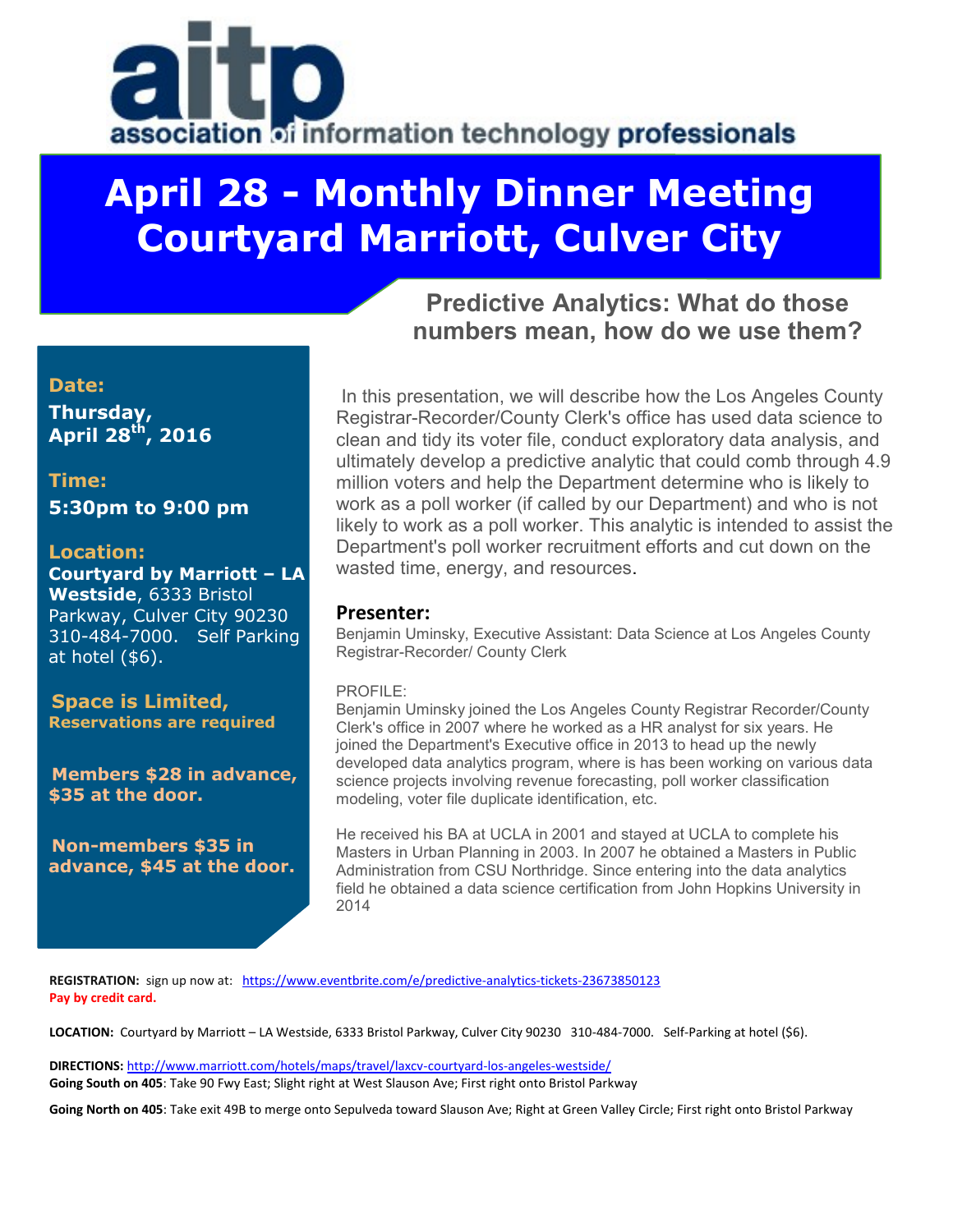# aitp

association of information technology professionals

# April 28 - Monthly Dinner Meeting Courtyard Marriott, Culver City

## Predictive Analytics: What do those numbers mean, how do we use them?

**Date:**

**Thursday, April 28th, 2016**

**Time:**

**5:30pm to 9:00 pm**

**Location:**

**Courtyard by Marriott – LA Westside**, 6333 Bristol Parkway, Culver City 90230 310-484-7000. Self Parking at hotel ($6).

**Space is Limited, Reservations are required**

**Members $28 in advance, $35 at the door.**

**Non-members $35 in advance, $45 at the door.**

In this presentation, we will describe how the Los Angeles County Registrar-Recorder/County Clerk's office has used data science to clean and tidy its voter file, conduct exploratory data analysis, and ultimately develop a predictive analytic that could comb through 4.9 million voters and help the Department determine who is likely to work as a poll worker (if called by our Department) and who is not likely to work as a poll worker. This analytic is intended to assist the Department's poll worker recruitment efforts and cut down on the wasted time, energy, and resources.

### Presenter:

Benjamin Uminsky, Executive Assistant: Data Science at Los Angeles County Registrar-Recorder/ County Clerk

PROFILE:

Benjamin Uminsky joined the Los Angeles County Registrar Recorder/County Clerk's office in 2007 where he worked as a HR analyst for six years. He joined the Department's Executive office in 2013 to head up the newly developed data analytics program, where is has been working on various data science projects involving revenue forecasting, poll worker classification modeling, voter file duplicate identification, etc.

He received his BA at UCLA in 2001 and stayed at UCLA to complete his Masters in Urban Planning in 2003. In 2007 he obtained a Masters in Public Administration from CSU Northridge. Since entering into the data analytics field he obtained a data science certification from John Hopkins University in 2014

**REGISTRATION:** sign up now at: https://www.eventbrite.com/e/predictive-analytics-tickets-23673850123
**Pay by credit card.**

**LOCATION:** Courtyard by Marriott – LA Westside, 6333 Bristol Parkway, Culver City 90230 310-484-7000. Self-Parking at hotel ($6).

**DIRECTIONS:** http://www.marriott.com/hotels/maps/travel/laxcv-courtyard-los-angeles-westside/
**Going South on 405**: Take 90 Fwy East; Slight right at West Slauson Ave; First right onto Bristol Parkway

**Going North on 405**: Take exit 49B to merge onto Sepulveda toward Slauson Ave; Right at Green Valley Circle; First right onto Bristol Parkway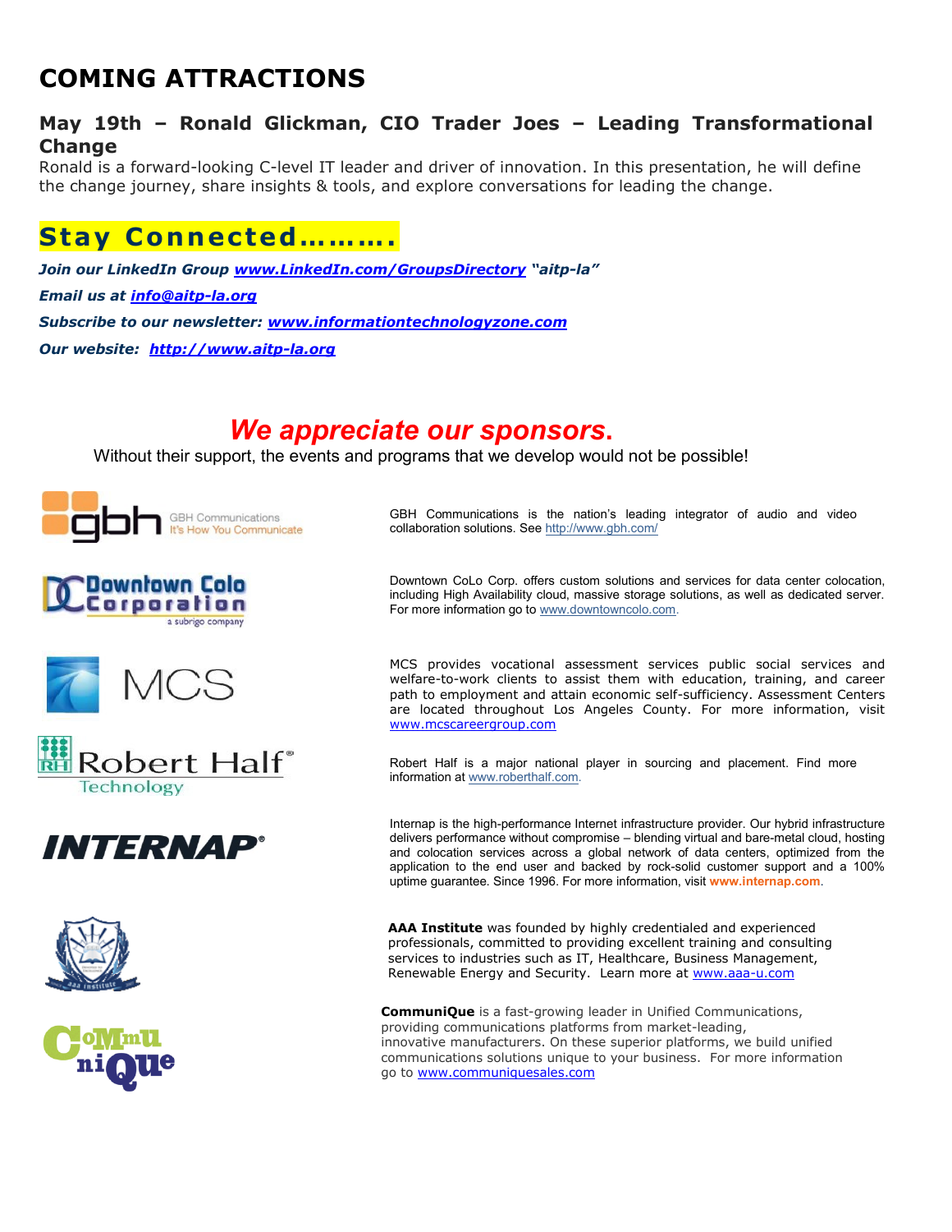# COMING ATTRACTIONS

### May 19th – Ronald Glickman, CIO Trader Joes – Leading Transformational Change

Ronald is a forward-looking C-level IT leader and driver of innovation. In this presentation, he will define the change journey, share insights & tools, and explore conversations for leading the change.

## Stay Connected……….

***Join our LinkedIn Group www.LinkedIn.com/GroupsDirectory "aitp-la"***

***Email us at info@aitp-la.org***

***Subscribe to our newsletter: www.informationtechnologyzone.com***

***Our website: http://www.aitp-la.org***

## *We appreciate our sponsors.*

Without their support, the events and programs that we develop would not be possible!

GBH Communications — It's How You Communicate

GBH Communications is the nation's leading integrator of audio and video collaboration solutions. See http://www.gbh.com/

Downtown Colo Corporation — a subrigo company

Downtown CoLo Corp. offers custom solutions and services for data center colocation, including High Availability cloud, massive storage solutions, as well as dedicated server. For more information go to www.downtowncolo.com.

MCS

MCS provides vocational assessment services public social services and welfare-to-work clients to assist them with education, training, and career path to employment and attain economic self-sufficiency. Assessment Centers are located throughout Los Angeles County. For more information, visit www.mcscareergroup.com

Robert Half Technology

Robert Half is a major national player in sourcing and placement. Find more information at www.roberthalf.com.

INTERNAP

Internap is the high-performance Internet infrastructure provider. Our hybrid infrastructure delivers performance without compromise – blending virtual and bare-metal cloud, hosting and colocation services across a global network of data centers, optimized from the application to the end user and backed by rock-solid customer support and a 100% uptime guarantee. Since 1996. For more information, visit **www.internap.com**.

**AAA Institute** was founded by highly credentialed and experienced professionals, committed to providing excellent training and consulting services to industries such as IT, Healthcare, Business Management, Renewable Energy and Security. Learn more at www.aaa-u.com

CommuniQue

**CommuniQue** is a fast-growing leader in Unified Communications, providing communications platforms from market-leading, innovative manufacturers. On these superior platforms, we build unified communications solutions unique to your business. For more information go to www.communiquesales.com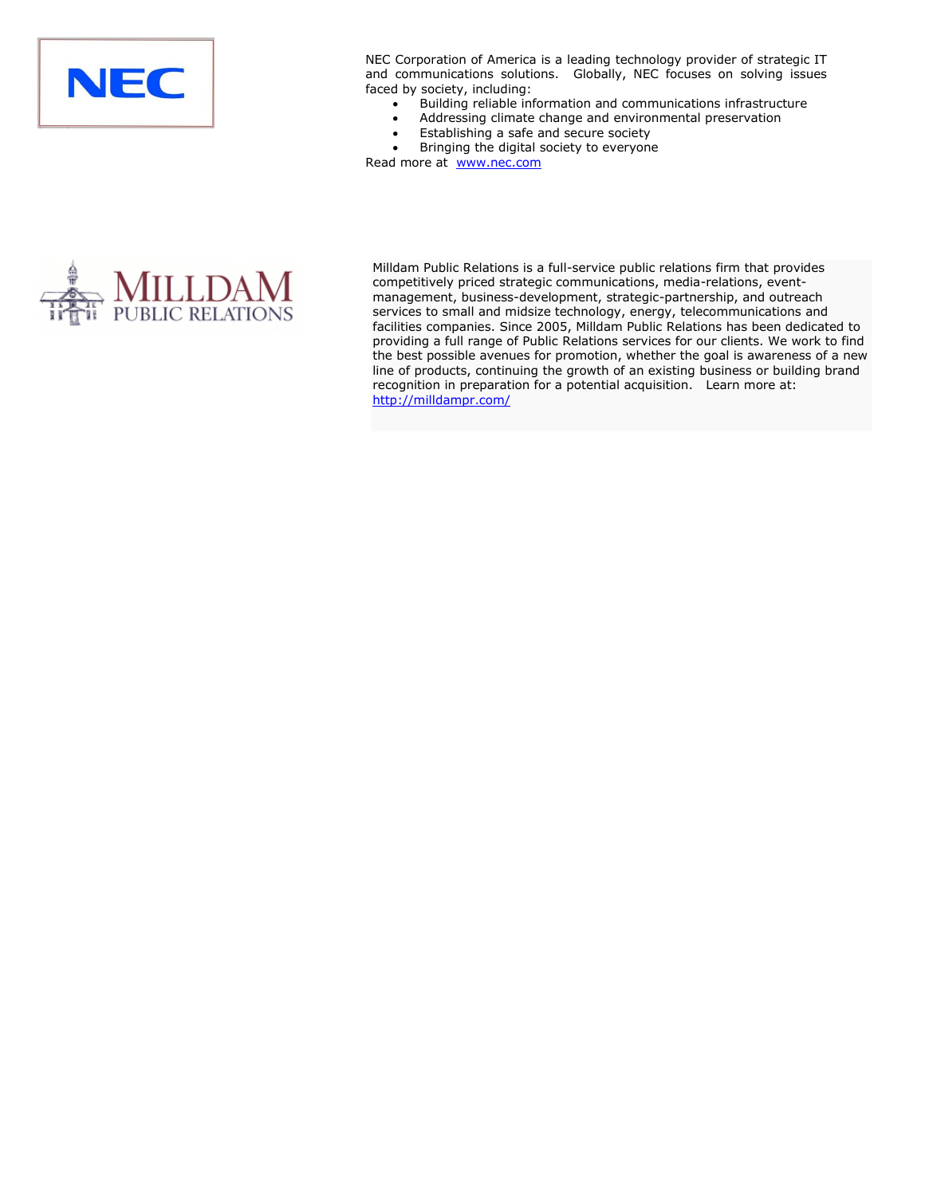NEC

NEC Corporation of America is a leading technology provider of strategic IT and communications solutions. Globally, NEC focuses on solving issues faced by society, including:

- Building reliable information and communications infrastructure
- Addressing climate change and environmental preservation
- Establishing a safe and secure society
- Bringing the digital society to everyone

Read more at www.nec.com

MILLDAM PUBLIC RELATIONS

Milldam Public Relations is a full-service public relations firm that provides competitively priced strategic communications, media-relations, event-management, business-development, strategic-partnership, and outreach services to small and midsize technology, energy, telecommunications and facilities companies. Since 2005, Milldam Public Relations has been dedicated to providing a full range of Public Relations services for our clients. We work to find the best possible avenues for promotion, whether the goal is awareness of a new line of products, continuing the growth of an existing business or building brand recognition in preparation for a potential acquisition. Learn more at: http://milldampr.com/